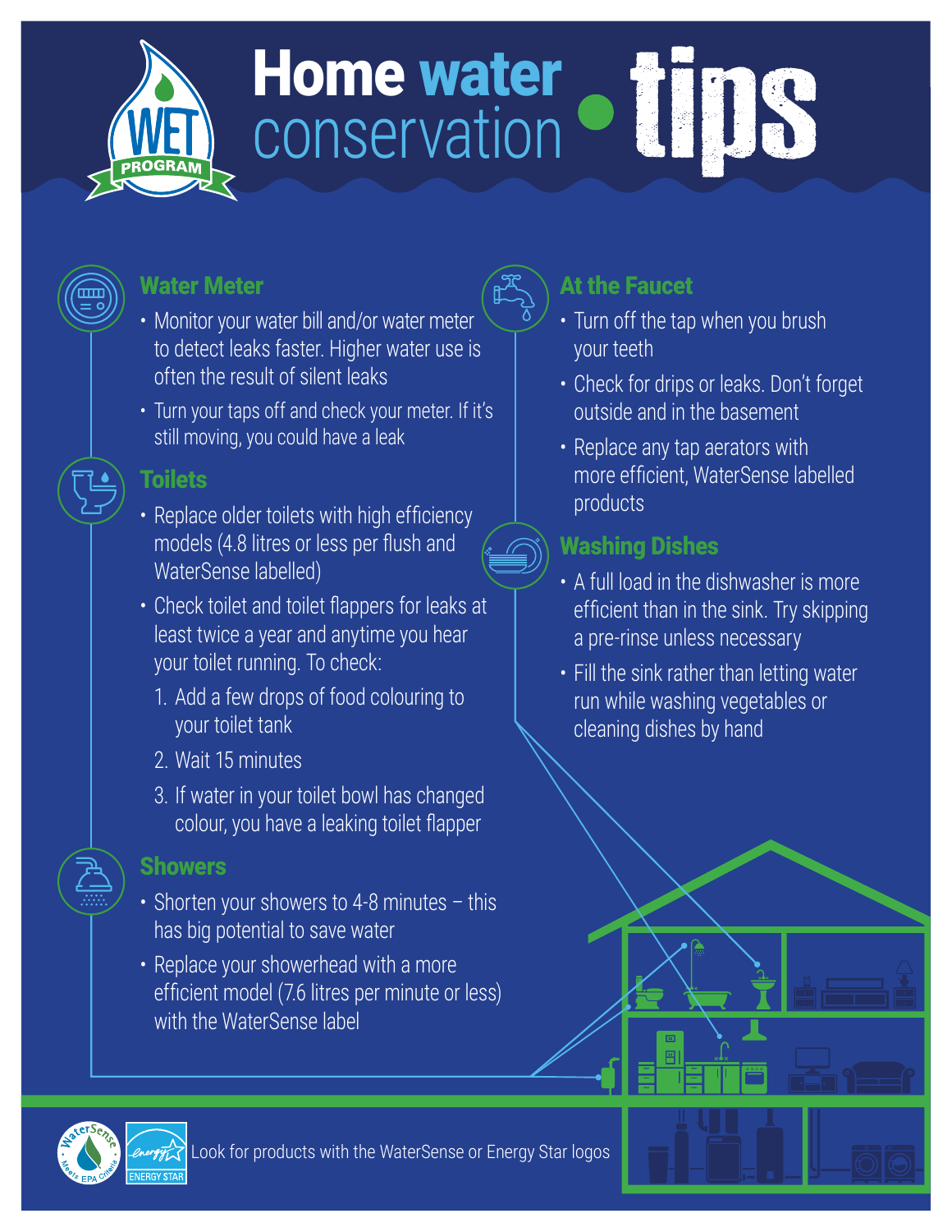# Home water conservation tips

## Water Meter

- Monitor your water bill and/or water meter to detect leaks faster. Higher water use is often the result of silent leaks
- Turn your taps off and check your meter. If it's still moving, you could have a leak

## Toilets

- Replace older toilets with high efficiency models (4.8 litres or less per flush and WaterSense labelled)
- Check toilet and toilet flappers for leaks at least twice a year and anytime you hear your toilet running. To check:
  1. Add a few drops of food colouring to your toilet tank
  2. Wait 15 minutes
  3. If water in your toilet bowl has changed colour, you have a leaking toilet flapper

## Showers

- Shorten your showers to 4-8 minutes – this has big potential to save water
- Replace your showerhead with a more efficient model (7.6 litres per minute or less) with the WaterSense label

## At the Faucet

- Turn off the tap when you brush your teeth
- Check for drips or leaks. Don't forget outside and in the basement
- Replace any tap aerators with more efficient, WaterSense labelled products

## Washing Dishes

- A full load in the dishwasher is more efficient than in the sink. Try skipping a pre-rinse unless necessary
- Fill the sink rather than letting water run while washing vegetables or cleaning dishes by hand

Look for products with the WaterSense or Energy Star logos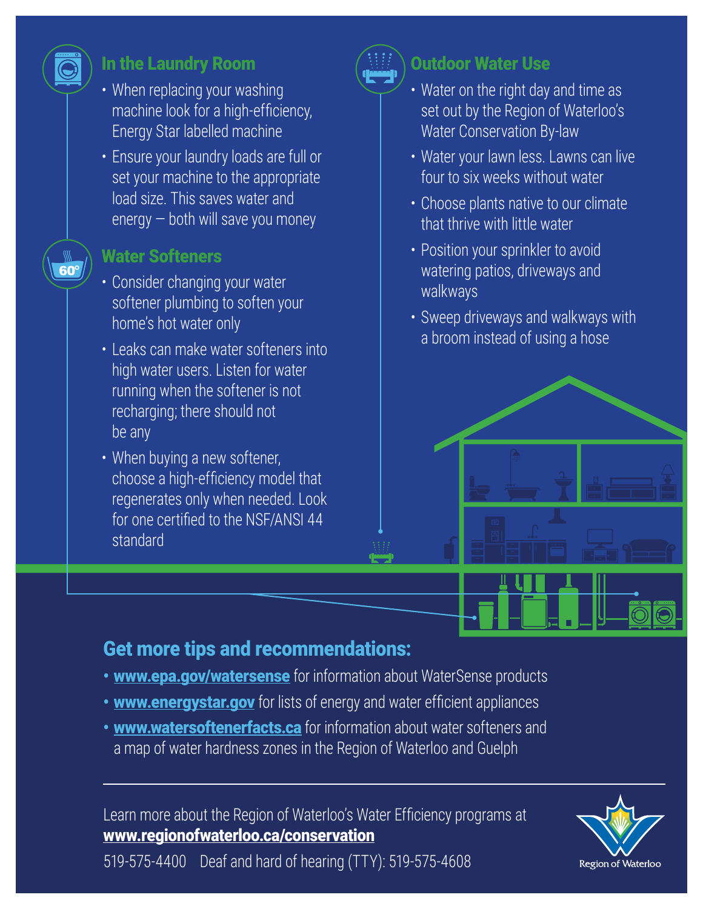## In the Laundry Room

- When replacing your washing machine look for a high-efficiency, Energy Star labelled machine
- Ensure your laundry loads are full or set your machine to the appropriate load size. This saves water and energy — both will save you money

## Water Softeners

- Consider changing your water softener plumbing to soften your home's hot water only
- Leaks can make water softeners into high water users. Listen for water running when the softener is not recharging; there should not be any
- When buying a new softener, choose a high-efficiency model that regenerates only when needed. Look for one certified to the NSF/ANSI 44 standard

## Outdoor Water Use

- Water on the right day and time as set out by the Region of Waterloo's Water Conservation By-law
- Water your lawn less. Lawns can live four to six weeks without water
- Choose plants native to our climate that thrive with little water
- Position your sprinkler to avoid watering patios, driveways and walkways
- Sweep driveways and walkways with a broom instead of using a hose

## Get more tips and recommendations:

- **www.epa.gov/watersense** for information about WaterSense products
- **www.energystar.gov** for lists of energy and water efficient appliances
- **www.watersoftenerfacts.ca** for information about water softeners and a map of water hardness zones in the Region of Waterloo and Guelph

---

Learn more about the Region of Waterloo's Water Efficiency programs at **www.regionofwaterloo.ca/conservation**

519-575-4400 Deaf and hard of hearing (TTY): 519-575-4608

Region of Waterloo